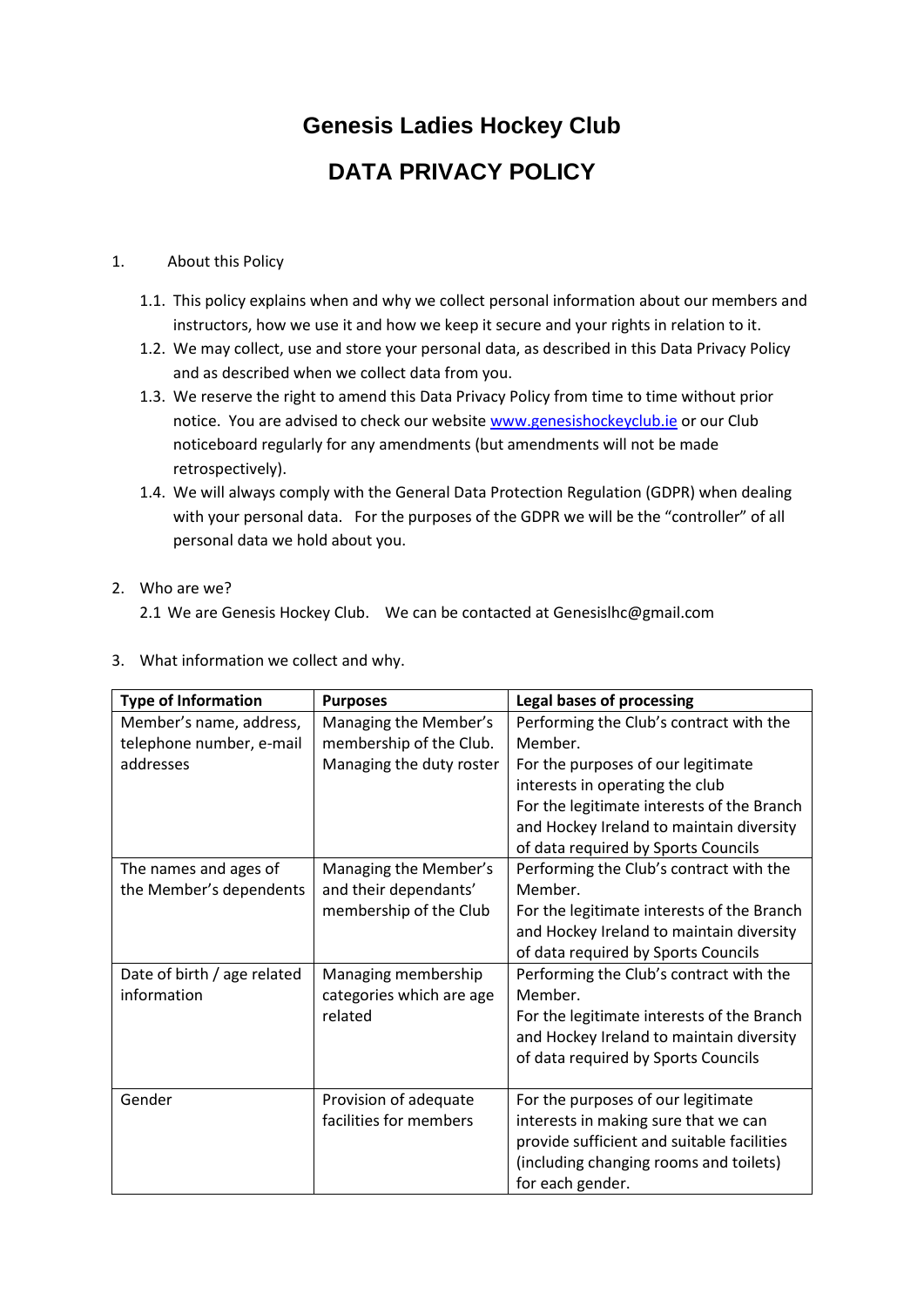# Genesis Ladies Hockey Club

## DATA PRIVACY POLICY

1. About this Policy

   1.1. This policy explains when and why we collect personal information about our members and instructors, how we use it and how we keep it secure and your rights in relation to it.

   1.2. We may collect, use and store your personal data, as described in this Data Privacy Policy and as described when we collect data from you.

   1.3. We reserve the right to amend this Data Privacy Policy from time to time without prior notice. You are advised to check our website www.genesishockeyclub.ie or our Club noticeboard regularly for any amendments (but amendments will not be made retrospectively).

   1.4. We will always comply with the General Data Protection Regulation (GDPR) when dealing with your personal data. For the purposes of the GDPR we will be the "controller" of all personal data we hold about you.

2. Who are we?

   2.1 We are Genesis Hockey Club. We can be contacted at Genesislhc@gmail.com

3. What information we collect and why.

| Type of Information | Purposes | Legal bases of processing |
| --- | --- | --- |
| Member's name, address, telephone number, e-mail addresses | Managing the Member's membership of the Club. Managing the duty roster | Performing the Club's contract with the Member. For the purposes of our legitimate interests in operating the club For the legitimate interests of the Branch and Hockey Ireland to maintain diversity of data required by Sports Councils |
| The names and ages of the Member's dependents | Managing the Member's and their dependants' membership of the Club | Performing the Club's contract with the Member. For the legitimate interests of the Branch and Hockey Ireland to maintain diversity of data required by Sports Councils |
| Date of birth / age related information | Managing membership categories which are age related | Performing the Club's contract with the Member. For the legitimate interests of the Branch and Hockey Ireland to maintain diversity of data required by Sports Councils |
| Gender | Provision of adequate facilities for members | For the purposes of our legitimate interests in making sure that we can provide sufficient and suitable facilities (including changing rooms and toilets) for each gender. |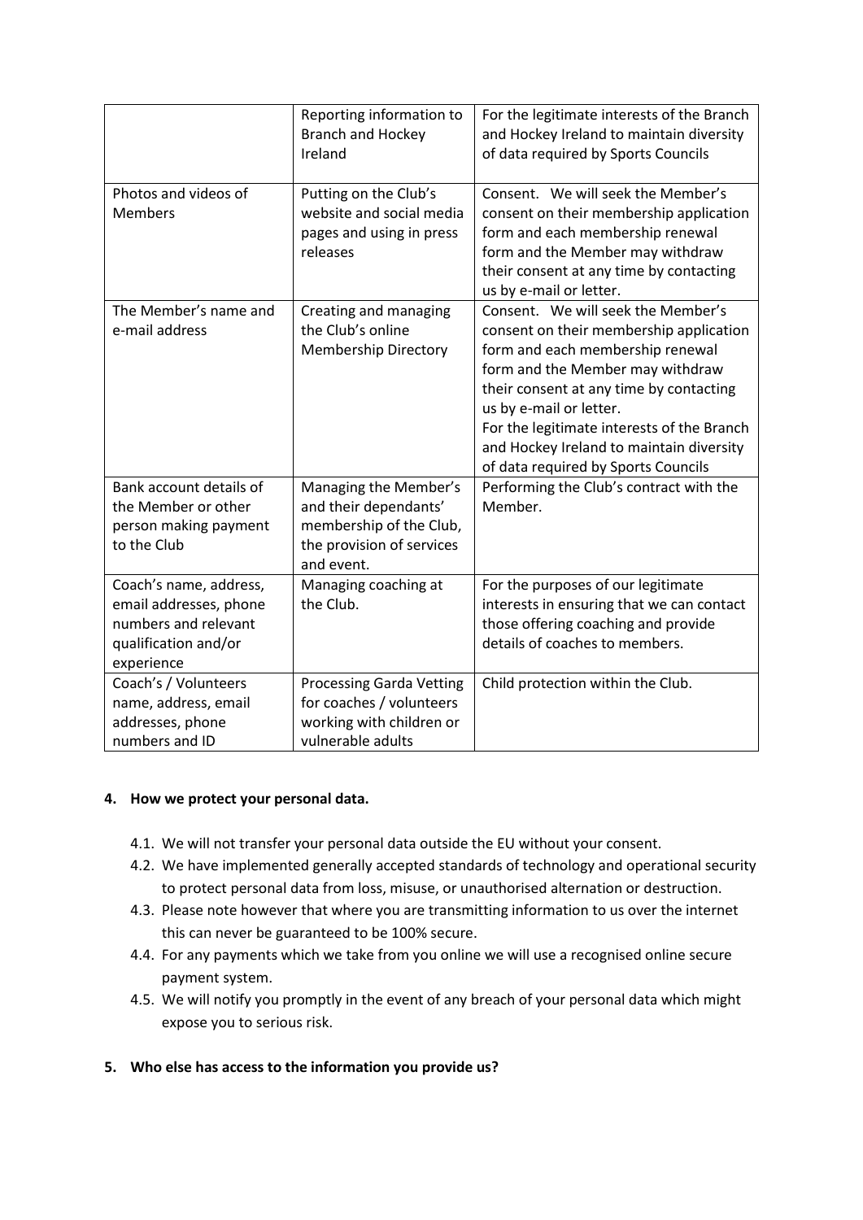| | | |
|---|---|---|
| | Reporting information to Branch and Hockey Ireland | For the legitimate interests of the Branch and Hockey Ireland to maintain diversity of data required by Sports Councils |
| Photos and videos of Members | Putting on the Club's website and social media pages and using in press releases | Consent. We will seek the Member's consent on their membership application form and each membership renewal form and the Member may withdraw their consent at any time by contacting us by e-mail or letter. |
| The Member's name and e-mail address | Creating and managing the Club's online Membership Directory | Consent. We will seek the Member's consent on their membership application form and each membership renewal form and the Member may withdraw their consent at any time by contacting us by e-mail or letter.<br>For the legitimate interests of the Branch and Hockey Ireland to maintain diversity of data required by Sports Councils |
| Bank account details of the Member or other person making payment to the Club | Managing the Member's and their dependants' membership of the Club, the provision of services and event. | Performing the Club's contract with the Member. |
| Coach's name, address, email addresses, phone numbers and relevant qualification and/or experience | Managing coaching at the Club. | For the purposes of our legitimate interests in ensuring that we can contact those offering coaching and provide details of coaches to members. |
| Coach's / Volunteers name, address, email addresses, phone numbers and ID | Processing Garda Vetting for coaches / volunteers working with children or vulnerable adults | Child protection within the Club. |

## 4. How we protect your personal data.

4.1. We will not transfer your personal data outside the EU without your consent.

4.2. We have implemented generally accepted standards of technology and operational security to protect personal data from loss, misuse, or unauthorised alternation or destruction.

4.3. Please note however that where you are transmitting information to us over the internet this can never be guaranteed to be 100% secure.

4.4. For any payments which we take from you online we will use a recognised online secure payment system.

4.5. We will notify you promptly in the event of any breach of your personal data which might expose you to serious risk.

## 5. Who else has access to the information you provide us?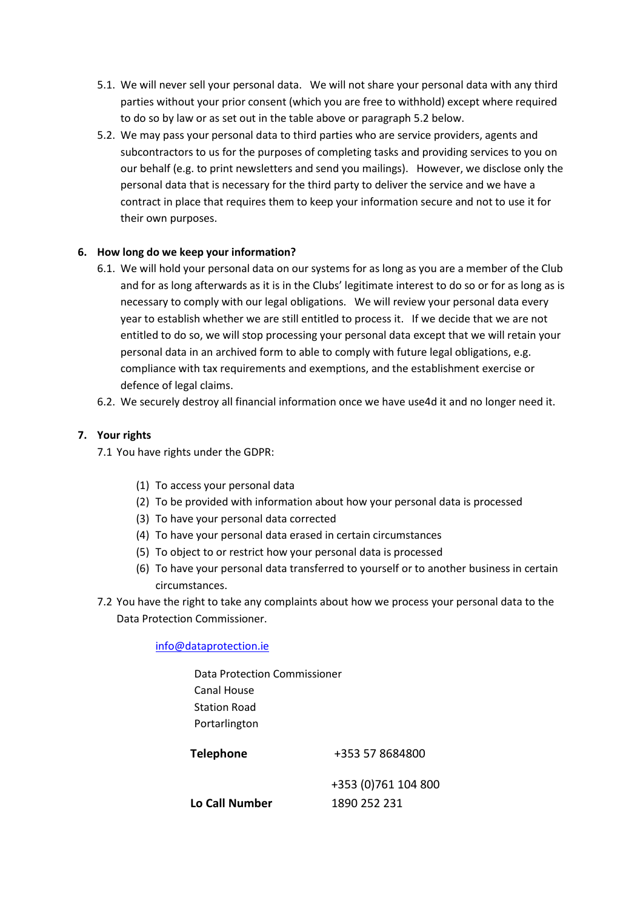5.1. We will never sell your personal data. We will not share your personal data with any third parties without your prior consent (which you are free to withhold) except where required to do so by law or as set out in the table above or paragraph 5.2 below.

5.2. We may pass your personal data to third parties who are service providers, agents and subcontractors to us for the purposes of completing tasks and providing services to you on our behalf (e.g. to print newsletters and send you mailings). However, we disclose only the personal data that is necessary for the third party to deliver the service and we have a contract in place that requires them to keep your information secure and not to use it for their own purposes.

**6. How long do we keep your information?**

6.1. We will hold your personal data on our systems for as long as you are a member of the Club and for as long afterwards as it is in the Clubs' legitimate interest to do so or for as long as is necessary to comply with our legal obligations. We will review your personal data every year to establish whether we are still entitled to process it. If we decide that we are not entitled to do so, we will stop processing your personal data except that we will retain your personal data in an archived form to able to comply with future legal obligations, e.g. compliance with tax requirements and exemptions, and the establishment exercise or defence of legal claims.

6.2. We securely destroy all financial information once we have use4d it and no longer need it.

**7. Your rights**

7.1 You have rights under the GDPR:

(1) To access your personal data
(2) To be provided with information about how your personal data is processed
(3) To have your personal data corrected
(4) To have your personal data erased in certain circumstances
(5) To object to or restrict how your personal data is processed
(6) To have your personal data transferred to yourself or to another business in certain circumstances.

7.2 You have the right to take any complaints about how we process your personal data to the Data Protection Commissioner.

info@dataprotection.ie

Data Protection Commissioner
Canal House
Station Road
Portarlington

| | |
|---|---|
| **Telephone** | +353 57 8684800 |
| | +353 (0)761 104 800 |
| **Lo Call Number** | 1890 252 231 |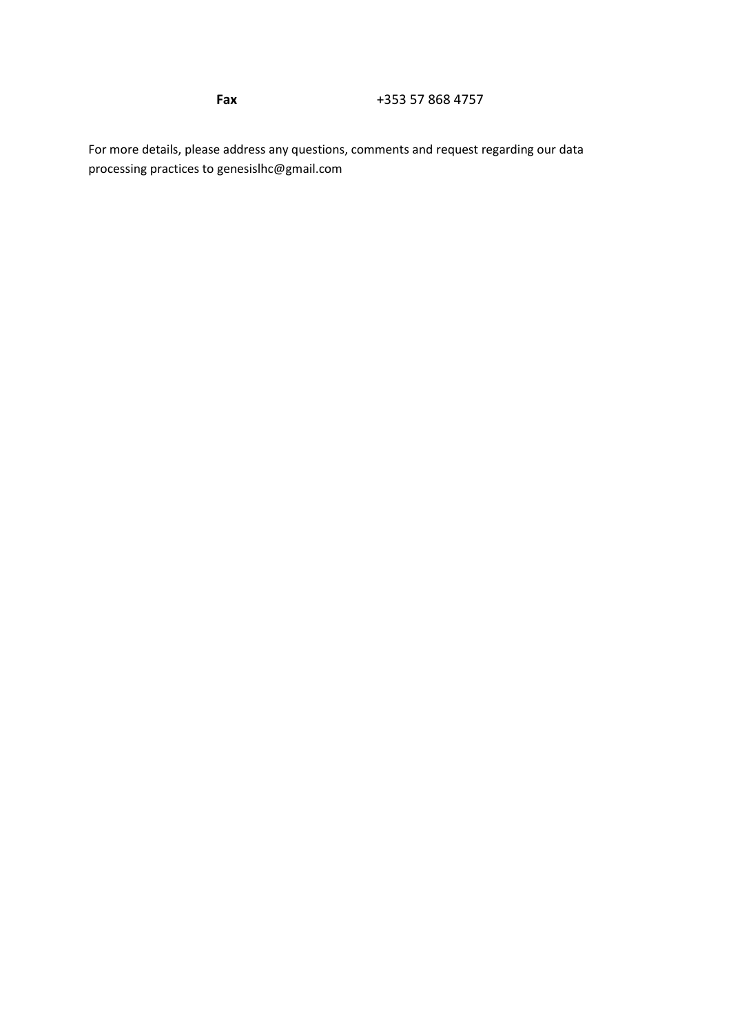| | |
|---|---|
| **Fax** | +353 57 868 4757 |

For more details, please address any questions, comments and request regarding our data processing practices to genesislhc@gmail.com